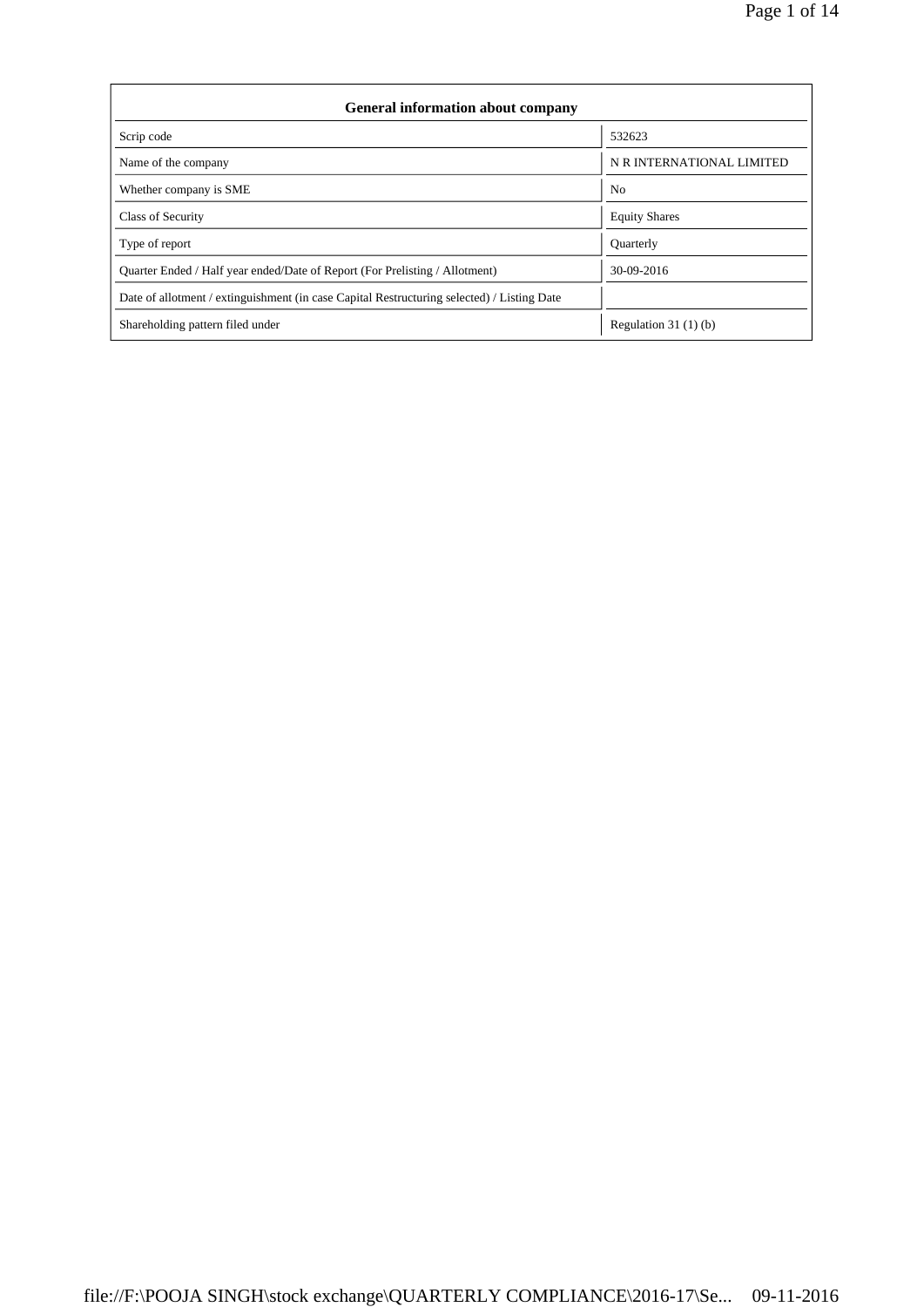| General information about company | |
|---|---|
| Scrip code | 532623 |
| Name of the company | N R INTERNATIONAL LIMITED |
| Whether company is SME | No |
| Class of Security | Equity Shares |
| Type of report | Quarterly |
| Quarter Ended / Half year ended/Date of Report (For Prelisting / Allotment) | 30-09-2016 |
| Date of allotment / extinguishment (in case Capital Restructuring selected) / Listing Date | |
| Shareholding pattern filed under | Regulation 31 (1) (b) |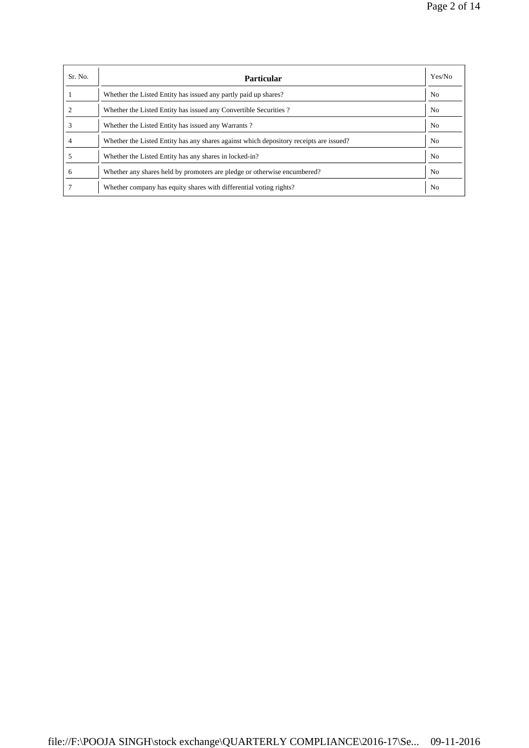| Sr. No. | Particular | Yes/No |
|---|---|---|
| 1 | Whether the Listed Entity has issued any partly paid up shares? | No |
| 2 | Whether the Listed Entity has issued any Convertible Securities ? | No |
| 3 | Whether the Listed Entity has issued any Warrants ? | No |
| 4 | Whether the Listed Entity has any shares against which depository receipts are issued? | No |
| 5 | Whether the Listed Entity has any shares in locked-in? | No |
| 6 | Whether any shares held by promoters are pledge or otherwise encumbered? | No |
| 7 | Whether company has equity shares with differential voting rights? | No |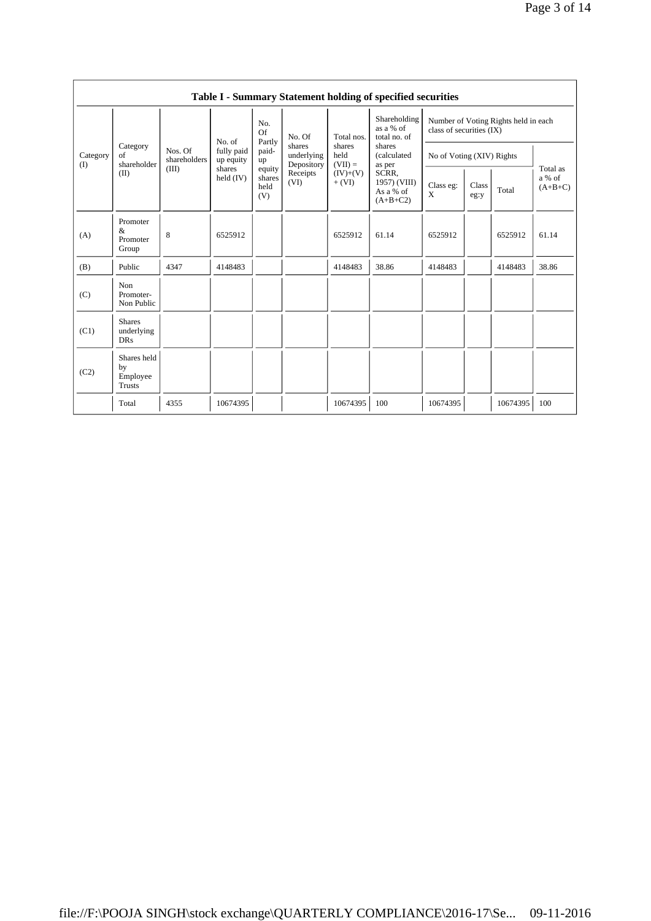| Table I - Summary Statement holding of specified securities | | | | | | | | | | | | |
|---|---|---|---|---|---|---|---|---|---|---|---|---|
| Category (I) | Category of shareholder (II) | Nos. Of shareholders (III) | No. of fully paid up equity shares held (IV) | No. Of Partly paid-up equity shares held (V) | No. Of shares underlying Depository Receipts (VI) | Total nos. shares held (VII) = (IV)+(V)+ (VI) | Shareholding as a % of total no. of shares (calculated as per SCRR, 1957) (VIII) As a % of (A+B+C2) | Number of Voting Rights held in each class of securities (IX) | | | |
| | | | | | | | | No of Voting (XIV) Rights | | | Total as a % of (A+B+C) |
| | | | | | | | | Class eg: X | Class eg:y | Total | |
| (A) | Promoter & Promoter Group | 8 | 6525912 | | | 6525912 | 61.14 | 6525912 | | 6525912 | 61.14 |
| (B) | Public | 4347 | 4148483 | | | 4148483 | 38.86 | 4148483 | | 4148483 | 38.86 |
| (C) | Non Promoter- Non Public | | | | | | | | | | |
| (C1) | Shares underlying DRs | | | | | | | | | | |
| (C2) | Shares held by Employee Trusts | | | | | | | | | | |
| | Total | 4355 | 10674395 | | | 10674395 | 100 | 10674395 | | 10674395 | 100 |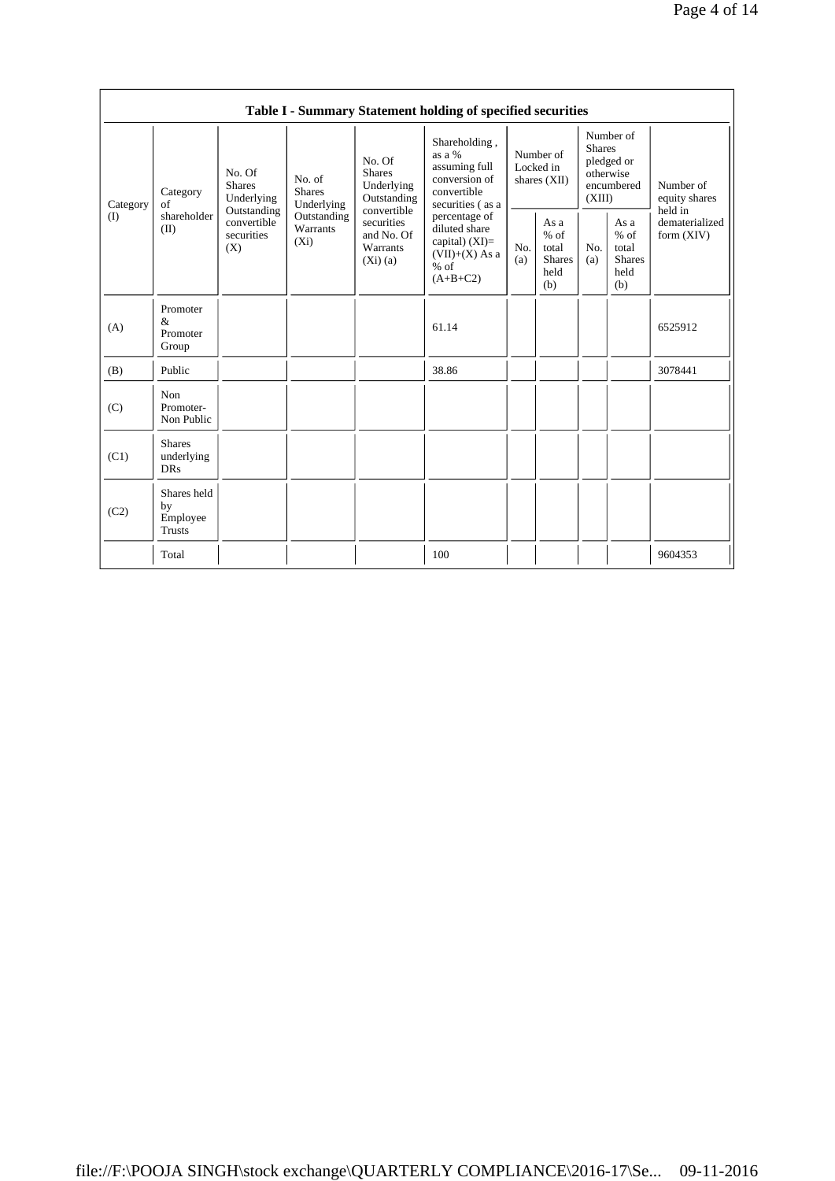| Table I - Summary Statement holding of specified securities | | | | | | | | | | |
|---|---|---|---|---|---|---|---|---|---|---|
| Category (I) | Category of shareholder (II) | No. Of Shares Underlying Outstanding convertible securities (X) | No. of Shares Underlying Outstanding Warrants (Xi) | No. Of Shares Underlying Outstanding convertible securities and No. Of Warrants (Xi) (a) | Shareholding , as a % assuming full conversion of convertible securities ( as a percentage of diluted share capital) (XI)= (VII)+(X) As a % of (A+B+C2) | Number of Locked in shares (XII) | | Number of Shares pledged or otherwise encumbered (XIII) | | Number of equity shares held in dematerialized form (XIV) |
| | | | | | | No. (a) | As a % of total Shares held (b) | No. (a) | As a % of total Shares held (b) | |
| (A) | Promoter & Promoter Group | | | | 61.14 | | | | | 6525912 |
| (B) | Public | | | | 38.86 | | | | | 3078441 |
| (C) | Non Promoter- Non Public | | | | | | | | | |
| (C1) | Shares underlying DRs | | | | | | | | | |
| (C2) | Shares held by Employee Trusts | | | | | | | | | |
| | Total | | | | 100 | | | | | 9604353 |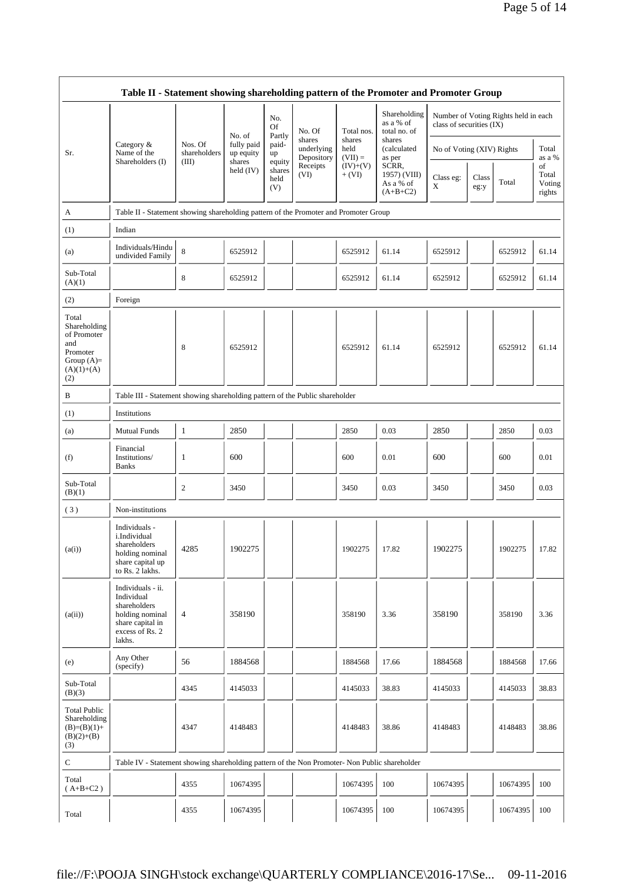| Table II - Statement showing shareholding pattern of the Promoter and Promoter Group | | | | | | | | | | | | |
|---|---|---|---|---|---|---|---|---|---|---|---|---|
| Sr. | Category & Name of the Shareholders (I) | Nos. Of shareholders (III) | No. of fully paid up equity shares held (IV) | No. Of Partly paid-up equity shares held (V) | No. Of shares underlying Depository Receipts (VI) | Total nos. shares held (VII) = (IV)+(V)+ (VI) | Shareholding as a % of total no. of shares (calculated as per SCRR, 1957) (VIII) As a % of (A+B+C2) | Number of Voting Rights held in each class of securities (IX) | | | |
| | | | | | | | | No of Voting (XIV) Rights | | | Total as a % of Total Voting rights |
| | | | | | | | | Class eg: X | Class eg:y | Total | |
| A | Table II - Statement showing shareholding pattern of the Promoter and Promoter Group | | | | | | | | | | |
| (1) | Indian | | | | | | | | | | |
| (a) | Individuals/Hindu undivided Family | 8 | 6525912 | | | 6525912 | 61.14 | 6525912 | | 6525912 | 61.14 |
| Sub-Total (A)(1) | | 8 | 6525912 | | | 6525912 | 61.14 | 6525912 | | 6525912 | 61.14 |
| (2) | Foreign | | | | | | | | | | |
| Total Shareholding of Promoter and Promoter Group (A)= (A)(1)+(A)(2) | | 8 | 6525912 | | | 6525912 | 61.14 | 6525912 | | 6525912 | 61.14 |
| B | Table III - Statement showing shareholding pattern of the Public shareholder | | | | | | | | | | |
| (1) | Institutions | | | | | | | | | | |
| (a) | Mutual Funds | 1 | 2850 | | | 2850 | 0.03 | 2850 | | 2850 | 0.03 |
| (f) | Financial Institutions/ Banks | 1 | 600 | | | 600 | 0.01 | 600 | | 600 | 0.01 |
| Sub-Total (B)(1) | | 2 | 3450 | | | 3450 | 0.03 | 3450 | | 3450 | 0.03 |
| ( 3 ) | Non-institutions | | | | | | | | | | |
| (a(i)) | Individuals - i.Individual shareholders holding nominal share capital up to Rs. 2 lakhs. | 4285 | 1902275 | | | 1902275 | 17.82 | 1902275 | | 1902275 | 17.82 |
| (a(ii)) | Individuals - ii. Individual shareholders holding nominal share capital in excess of Rs. 2 lakhs. | 4 | 358190 | | | 358190 | 3.36 | 358190 | | 358190 | 3.36 |
| (e) | Any Other (specify) | 56 | 1884568 | | | 1884568 | 17.66 | 1884568 | | 1884568 | 17.66 |
| Sub-Total (B)(3) | | 4345 | 4145033 | | | 4145033 | 38.83 | 4145033 | | 4145033 | 38.83 |
| Total Public Shareholding (B)=(B)(1)+(B)(2)+(B)(3) | | 4347 | 4148483 | | | 4148483 | 38.86 | 4148483 | | 4148483 | 38.86 |
| C | Table IV - Statement showing shareholding pattern of the Non Promoter- Non Public shareholder | | | | | | | | | | |
| Total ( A+B+C2 ) | | 4355 | 10674395 | | | 10674395 | 100 | 10674395 | | 10674395 | 100 |
| Total | | 4355 | 10674395 | | | 10674395 | 100 | 10674395 | | 10674395 | 100 |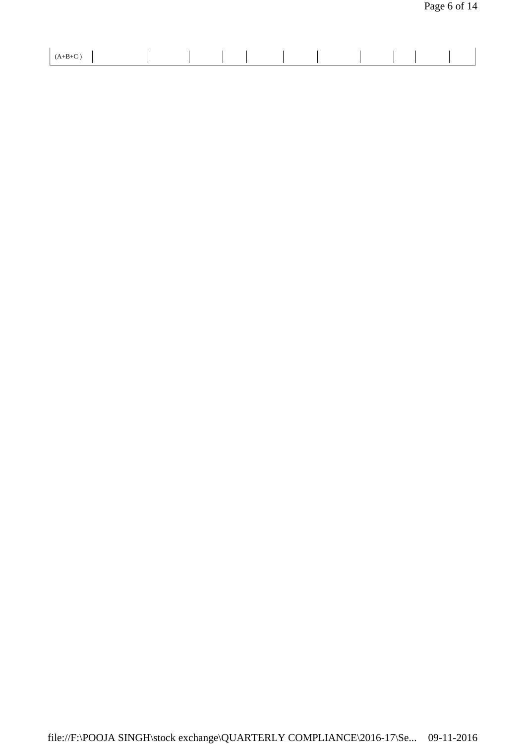| (A+B+C ) | | | | | | | | | | | |
|---|---|---|---|---|---|---|---|---|---|---|---|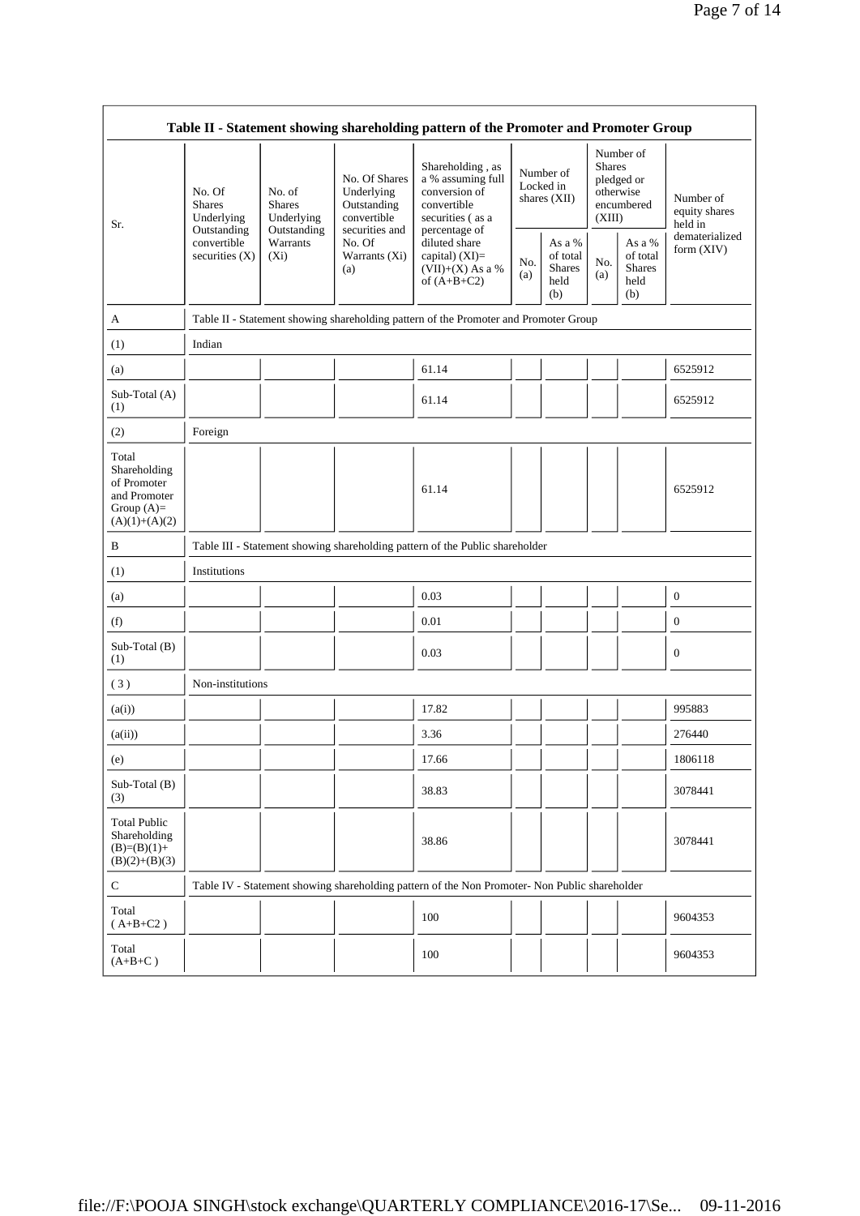**Table II - Statement showing shareholding pattern of the Promoter and Promoter Group**

| Sr. | No. Of Shares Underlying Outstanding convertible securities (X) | No. of Shares Underlying Outstanding Warrants (Xi) | No. Of Shares Underlying Outstanding convertible securities and No. Of Warrants (Xi) (a) | Shareholding , as a % assuming full conversion of convertible securities ( as a percentage of diluted share capital) (XI)= (VII)+(X) As a % of (A+B+C2) | Number of Locked in shares (XII) | | Number of Shares pledged or otherwise encumbered (XIII) | | Number of equity shares held in dematerialized form (XIV) |
|---|---|---|---|---|---|---|---|---|---|
| | | | | | No. (a) | As a % of total Shares held (b) | No. (a) | As a % of total Shares held (b) | |
| A | Table II - Statement showing shareholding pattern of the Promoter and Promoter Group | | | | | | | | |
| (1) | Indian | | | | | | | | |
| (a) | | | | 61.14 | | | | | 6525912 |
| Sub-Total (A) (1) | | | | 61.14 | | | | | 6525912 |
| (2) | Foreign | | | | | | | | |
| Total Shareholding of Promoter and Promoter Group (A)= (A)(1)+(A)(2) | | | | 61.14 | | | | | 6525912 |
| B | Table III - Statement showing shareholding pattern of the Public shareholder | | | | | | | | |
| (1) | Institutions | | | | | | | | |
| (a) | | | | 0.03 | | | | | 0 |
| (f) | | | | 0.01 | | | | | 0 |
| Sub-Total (B) (1) | | | | 0.03 | | | | | 0 |
| ( 3 ) | Non-institutions | | | | | | | | |
| (a(i)) | | | | 17.82 | | | | | 995883 |
| (a(ii)) | | | | 3.36 | | | | | 276440 |
| (e) | | | | 17.66 | | | | | 1806118 |
| Sub-Total (B) (3) | | | | 38.83 | | | | | 3078441 |
| Total Public Shareholding (B)=(B)(1)+ (B)(2)+(B)(3) | | | | 38.86 | | | | | 3078441 |
| C | Table IV - Statement showing shareholding pattern of the Non Promoter- Non Public shareholder | | | | | | | | |
| Total ( A+B+C2 ) | | | | 100 | | | | | 9604353 |
| Total (A+B+C ) | | | | 100 | | | | | 9604353 |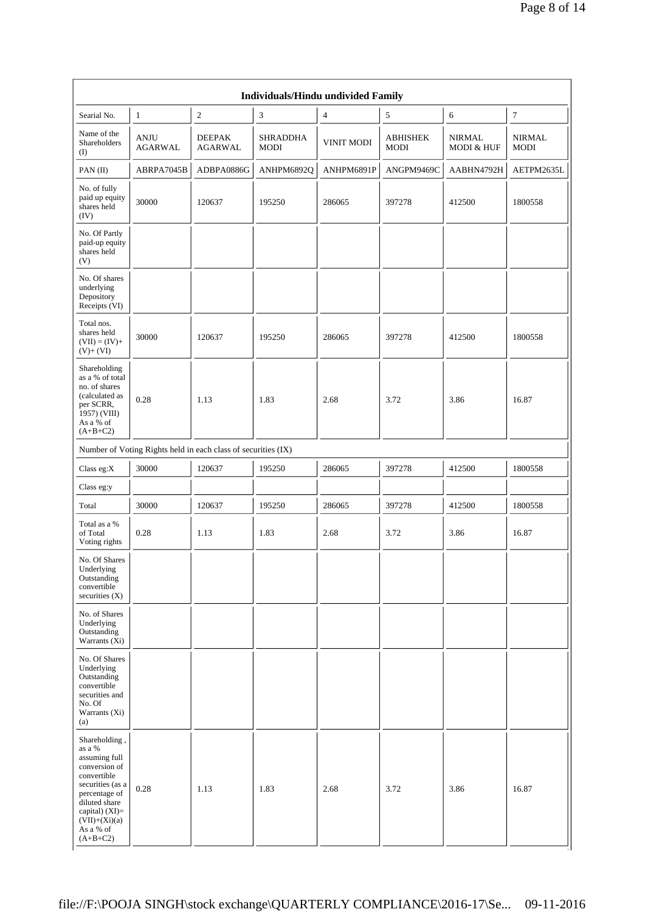| Individuals/Hindu undivided Family | | | | | | | |
|---|---|---|---|---|---|---|---|
| Searial No. | 1 | 2 | 3 | 4 | 5 | 6 | 7 |
| Name of the Shareholders (I) | ANJU AGARWAL | DEEPAK AGARWAL | SHRADDHA MODI | VINIT MODI | ABHISHEK MODI | NIRMAL MODI & HUF | NIRMAL MODI |
| PAN (II) | ABRPA7045B | ADBPA0886G | ANHPM6892Q | ANHPM6891P | ANGPM9469C | AABHN4792H | AETPM2635L |
| No. of fully paid up equity shares held (IV) | 30000 | 120637 | 195250 | 286065 | 397278 | 412500 | 1800558 |
| No. Of Partly paid-up equity shares held (V) | | | | | | | |
| No. Of shares underlying Depository Receipts (VI) | | | | | | | |
| Total nos. shares held (VII) = (IV)+ (V)+ (VI) | 30000 | 120637 | 195250 | 286065 | 397278 | 412500 | 1800558 |
| Shareholding as a % of total no. of shares (calculated as per SCRR, 1957) (VIII) As a % of (A+B+C2) | 0.28 | 1.13 | 1.83 | 2.68 | 3.72 | 3.86 | 16.87 |
| Number of Voting Rights held in each class of securities (IX) | | | | | | | |
| Class eg:X | 30000 | 120637 | 195250 | 286065 | 397278 | 412500 | 1800558 |
| Class eg:y | | | | | | | |
| Total | 30000 | 120637 | 195250 | 286065 | 397278 | 412500 | 1800558 |
| Total as a % of Total Voting rights | 0.28 | 1.13 | 1.83 | 2.68 | 3.72 | 3.86 | 16.87 |
| No. Of Shares Underlying Outstanding convertible securities (X) | | | | | | | |
| No. of Shares Underlying Outstanding Warrants (Xi) | | | | | | | |
| No. Of Shares Underlying Outstanding convertible securities and No. Of Warrants (Xi) (a) | | | | | | | |
| Shareholding , as a % assuming full conversion of convertible securities (as a percentage of diluted share capital) (XI)= (VII)+(Xi)(a) As a % of (A+B+C2) | 0.28 | 1.13 | 1.83 | 2.68 | 3.72 | 3.86 | 16.87 |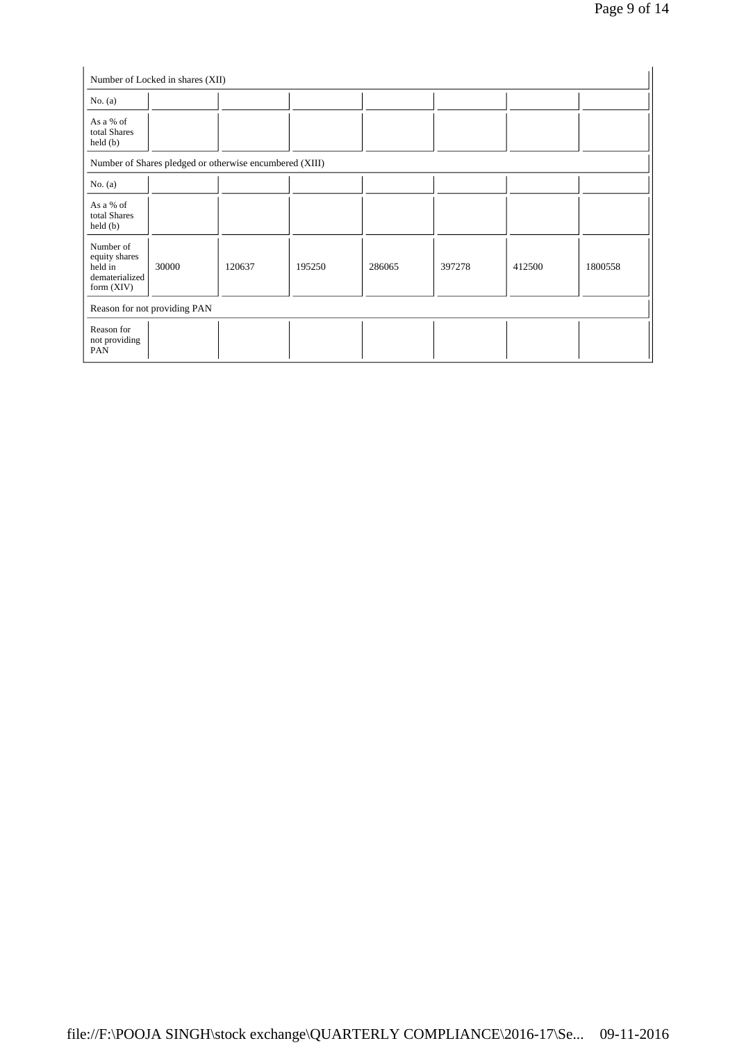| Number of Locked in shares (XII) | | | | | | | |
|---|---|---|---|---|---|---|---|
| No. (a) | | | | | | | |
| As a % of total Shares held (b) | | | | | | | |
| Number of Shares pledged or otherwise encumbered (XIII) | | | | | | | |
| No. (a) | | | | | | | |
| As a % of total Shares held (b) | | | | | | | |
| Number of equity shares held in dematerialized form (XIV) | 30000 | 120637 | 195250 | 286065 | 397278 | 412500 | 1800558 |
| Reason for not providing PAN | | | | | | | |
| Reason for not providing PAN | | | | | | | |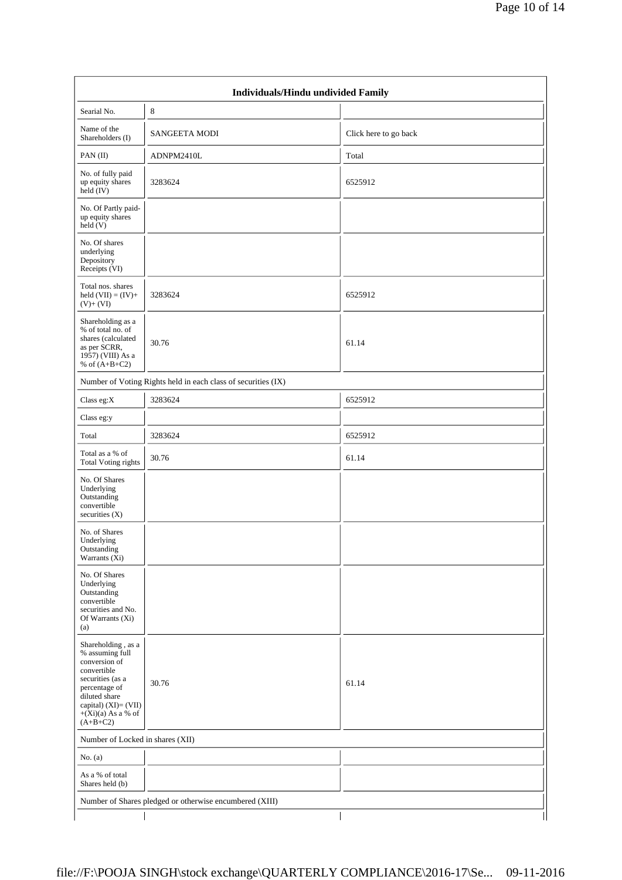| Individuals/Hindu undivided Family | | |
|---|---|---|
| Searial No. | 8 | |
| Name of the Shareholders (I) | SANGEETA MODI | Click here to go back |
| PAN (II) | ADNPM2410L | Total |
| No. of fully paid up equity shares held (IV) | 3283624 | 6525912 |
| No. Of Partly paid-up equity shares held (V) | | |
| No. Of shares underlying Depository Receipts (VI) | | |
| Total nos. shares held (VII) = (IV)+(V)+ (VI) | 3283624 | 6525912 |
| Shareholding as a % of total no. of shares (calculated as per SCRR, 1957) (VIII) As a % of (A+B+C2) | 30.76 | 61.14 |
| Number of Voting Rights held in each class of securities (IX) | | |
| Class eg:X | 3283624 | 6525912 |
| Class eg:y | | |
| Total | 3283624 | 6525912 |
| Total as a % of Total Voting rights | 30.76 | 61.14 |
| No. Of Shares Underlying Outstanding convertible securities (X) | | |
| No. of Shares Underlying Outstanding Warrants (Xi) | | |
| No. Of Shares Underlying Outstanding convertible securities and No. Of Warrants (Xi) (a) | | |
| Shareholding , as a % assuming full conversion of convertible securities (as a percentage of diluted share capital) (XI)= (VII)+(Xi)(a) As a % of (A+B+C2) | 30.76 | 61.14 |
| Number of Locked in shares (XII) | | |
| No. (a) | | |
| As a % of total Shares held (b) | | |
| Number of Shares pledged or otherwise encumbered (XIII) | | |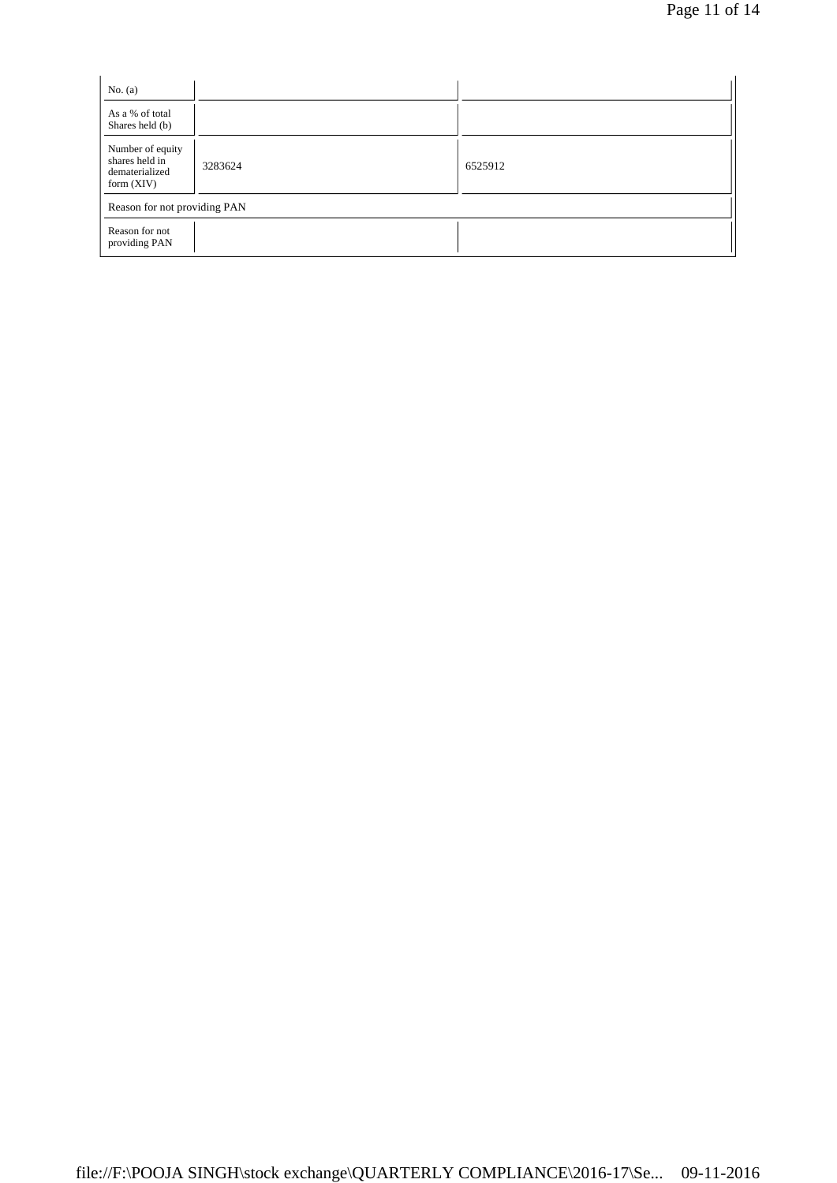| No. (a) | | |
|---|---|---|
| As a % of total Shares held (b) | | |
| Number of equity shares held in dematerialized form (XIV) | 3283624 | 6525912 |
| Reason for not providing PAN | | |
| Reason for not providing PAN | | |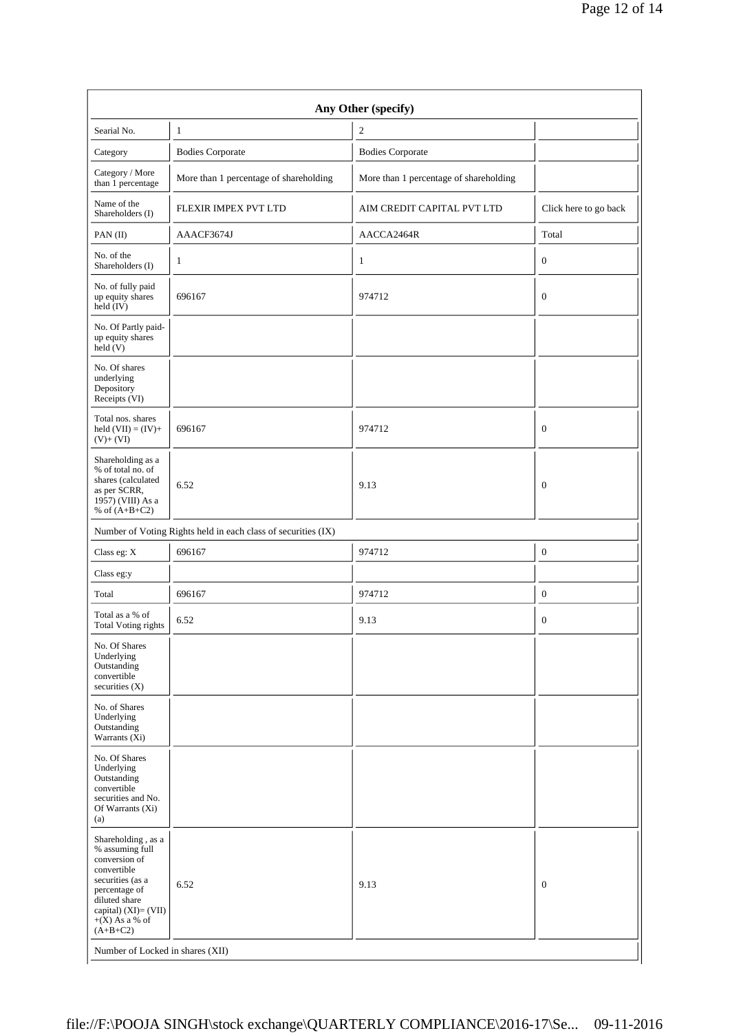| Any Other (specify) | | | |
|---|---|---|---|
| Searial No. | 1 | 2 | |
| Category | Bodies Corporate | Bodies Corporate | |
| Category / More than 1 percentage | More than 1 percentage of shareholding | More than 1 percentage of shareholding | |
| Name of the Shareholders (I) | FLEXIR IMPEX PVT LTD | AIM CREDIT CAPITAL PVT LTD | Click here to go back |
| PAN (II) | AAACF3674J | AACCA2464R | Total |
| No. of the Shareholders (I) | 1 | 1 | 0 |
| No. of fully paid up equity shares held (IV) | 696167 | 974712 | 0 |
| No. Of Partly paid-up equity shares held (V) | | | |
| No. Of shares underlying Depository Receipts (VI) | | | |
| Total nos. shares held (VII) = (IV)+ (V)+ (VI) | 696167 | 974712 | 0 |
| Shareholding as a % of total no. of shares (calculated as per SCRR, 1957) (VIII) As a % of (A+B+C2) | 6.52 | 9.13 | 0 |
| Number of Voting Rights held in each class of securities (IX) | | | |
| Class eg: X | 696167 | 974712 | 0 |
| Class eg:y | | | |
| Total | 696167 | 974712 | 0 |
| Total as a % of Total Voting rights | 6.52 | 9.13 | 0 |
| No. Of Shares Underlying Outstanding convertible securities (X) | | | |
| No. of Shares Underlying Outstanding Warrants (Xi) | | | |
| No. Of Shares Underlying Outstanding convertible securities and No. Of Warrants (Xi) (a) | | | |
| Shareholding , as a % assuming full conversion of convertible securities (as a percentage of diluted share capital) (XI)= (VII)+(X) As a % of (A+B+C2) | 6.52 | 9.13 | 0 |
| Number of Locked in shares (XII) | | | |

file://F:\POOJA SINGH\stock exchange\QUARTERLY COMPLIANCE\2016-17\Se... 09-11-2016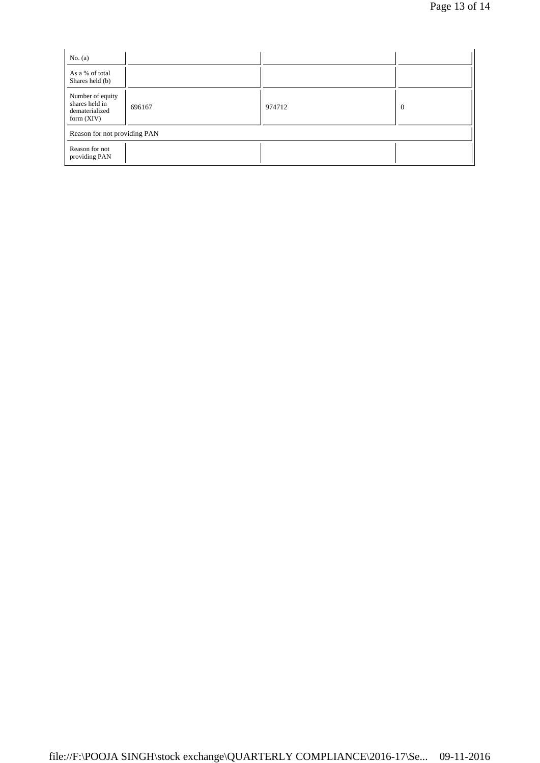| No. (a) | | | |
|---|---|---|---|
| As a % of total Shares held (b) | | | |
| Number of equity shares held in dematerialized form (XIV) | 696167 | 974712 | 0 |
| Reason for not providing PAN | | | |
| Reason for not providing PAN | | | |